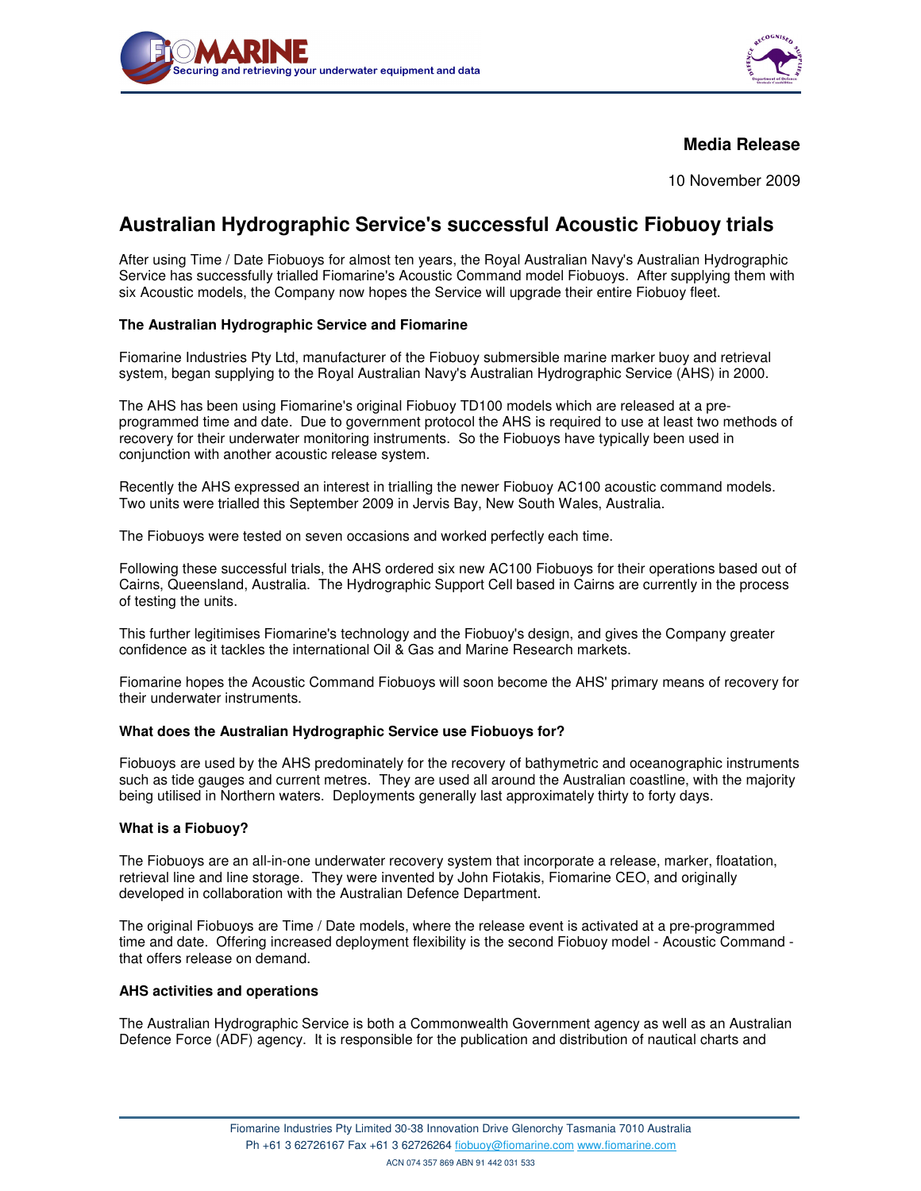**Media Release**

10 November 2009

# Australian Hydrographic Service's successful Acoustic Fiobuoy trials

After using Time / Date Fiobuoys for almost ten years, the Royal Australian Navy's Australian Hydrographic Service has successfully trialled Fiomarine's Acoustic Command model Fiobuoys. After supplying them with six Acoustic models, the Company now hopes the Service will upgrade their entire Fiobuoy fleet.

### The Australian Hydrographic Service and Fiomarine

Fiomarine Industries Pty Ltd, manufacturer of the Fiobuoy submersible marine marker buoy and retrieval system, began supplying to the Royal Australian Navy's Australian Hydrographic Service (AHS) in 2000.

The AHS has been using Fiomarine's original Fiobuoy TD100 models which are released at a pre-programmed time and date. Due to government protocol the AHS is required to use at least two methods of recovery for their underwater monitoring instruments. So the Fiobuoys have typically been used in conjunction with another acoustic release system.

Recently the AHS expressed an interest in trialling the newer Fiobuoy AC100 acoustic command models. Two units were trialled this September 2009 in Jervis Bay, New South Wales, Australia.

The Fiobuoys were tested on seven occasions and worked perfectly each time.

Following these successful trials, the AHS ordered six new AC100 Fiobuoys for their operations based out of Cairns, Queensland, Australia. The Hydrographic Support Cell based in Cairns are currently in the process of testing the units.

This further legitimises Fiomarine's technology and the Fiobuoy's design, and gives the Company greater confidence as it tackles the international Oil & Gas and Marine Research markets.

Fiomarine hopes the Acoustic Command Fiobuoys will soon become the AHS' primary means of recovery for their underwater instruments.

### What does the Australian Hydrographic Service use Fiobuoys for?

Fiobuoys are used by the AHS predominately for the recovery of bathymetric and oceanographic instruments such as tide gauges and current metres. They are used all around the Australian coastline, with the majority being utilised in Northern waters. Deployments generally last approximately thirty to forty days.

### What is a Fiobuoy?

The Fiobuoys are an all-in-one underwater recovery system that incorporate a release, marker, floatation, retrieval line and line storage. They were invented by John Fiotakis, Fiomarine CEO, and originally developed in collaboration with the Australian Defence Department.

The original Fiobuoys are Time / Date models, where the release event is activated at a pre-programmed time and date. Offering increased deployment flexibility is the second Fiobuoy model - Acoustic Command - that offers release on demand.

### AHS activities and operations

The Australian Hydrographic Service is both a Commonwealth Government agency as well as an Australian Defence Force (ADF) agency. It is responsible for the publication and distribution of nautical charts and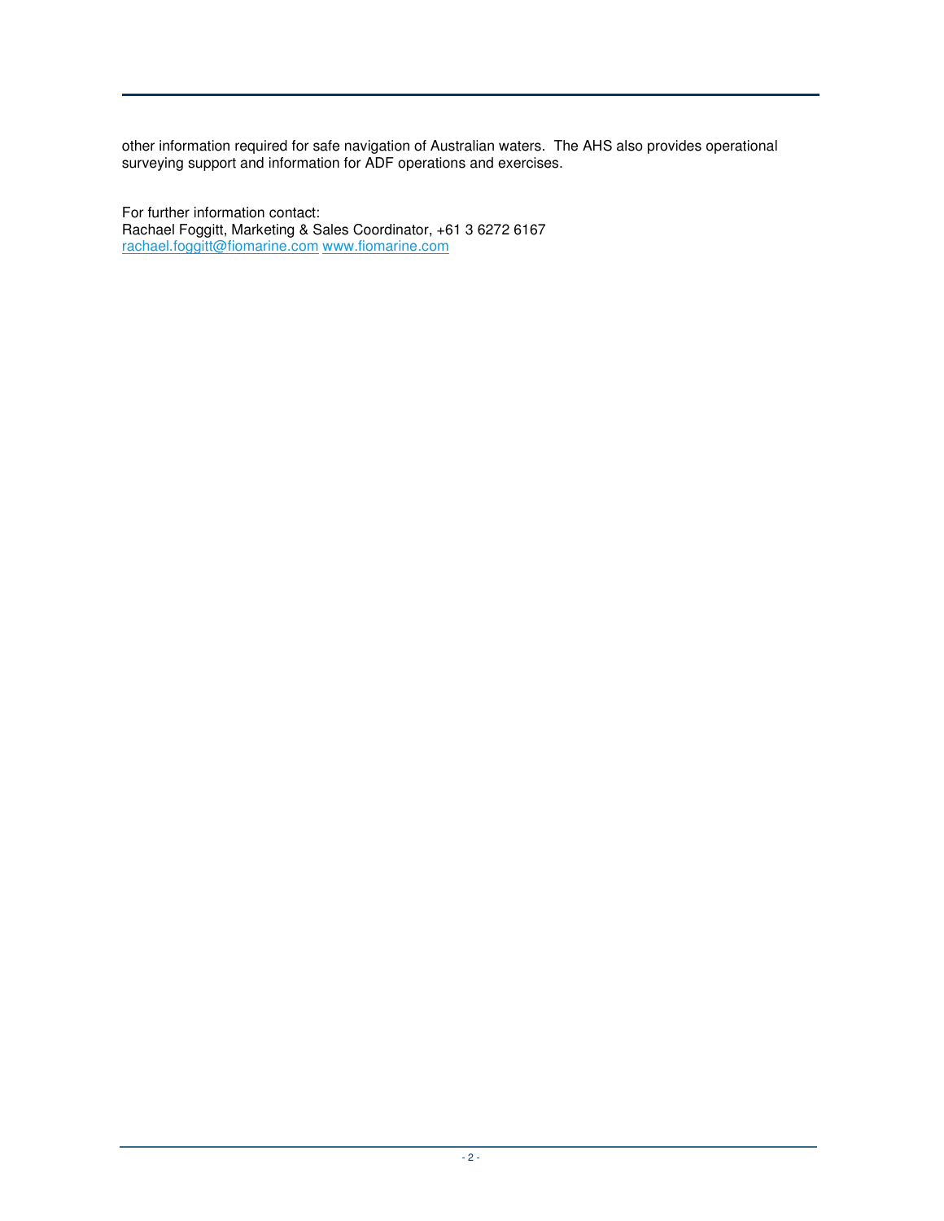other information required for safe navigation of Australian waters. The AHS also provides operational surveying support and information for ADF operations and exercises.

For further information contact:
Rachael Foggitt, Marketing & Sales Coordinator, +61 3 6272 6167
rachael.foggitt@fiomarine.com www.fiomarine.com